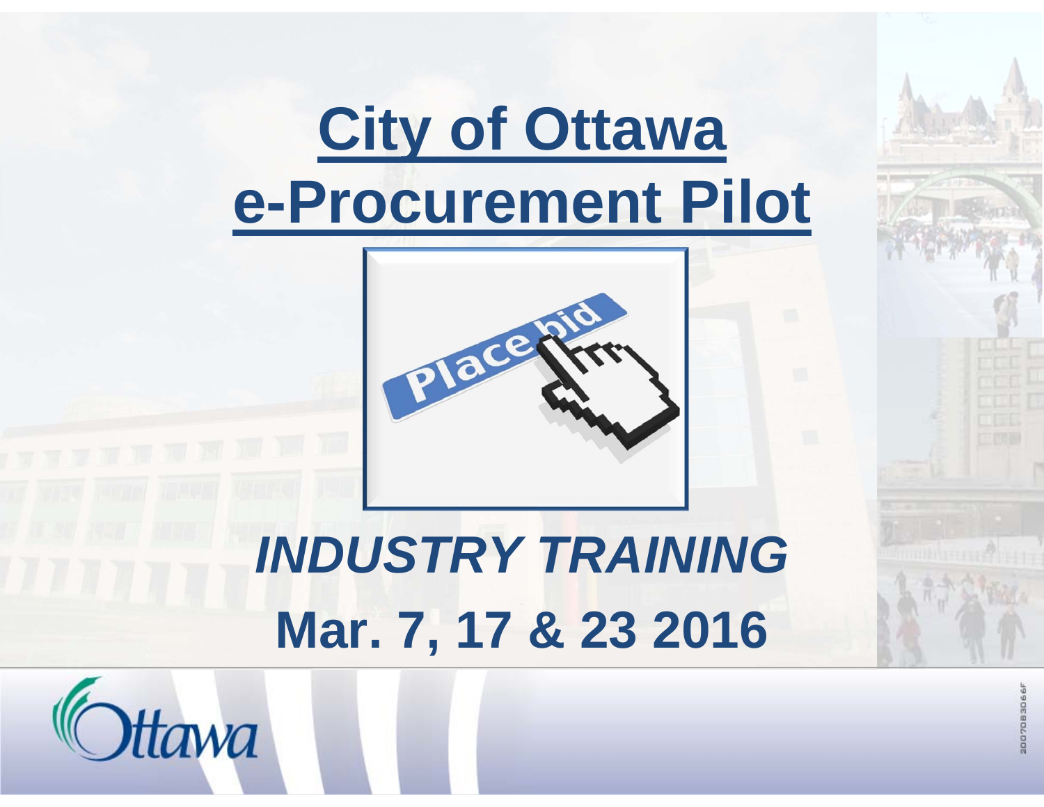# City of Ottawa e-Procurement Pilot

***INDUSTRY TRAINING***

**Mar. 7, 17 & 23 2016**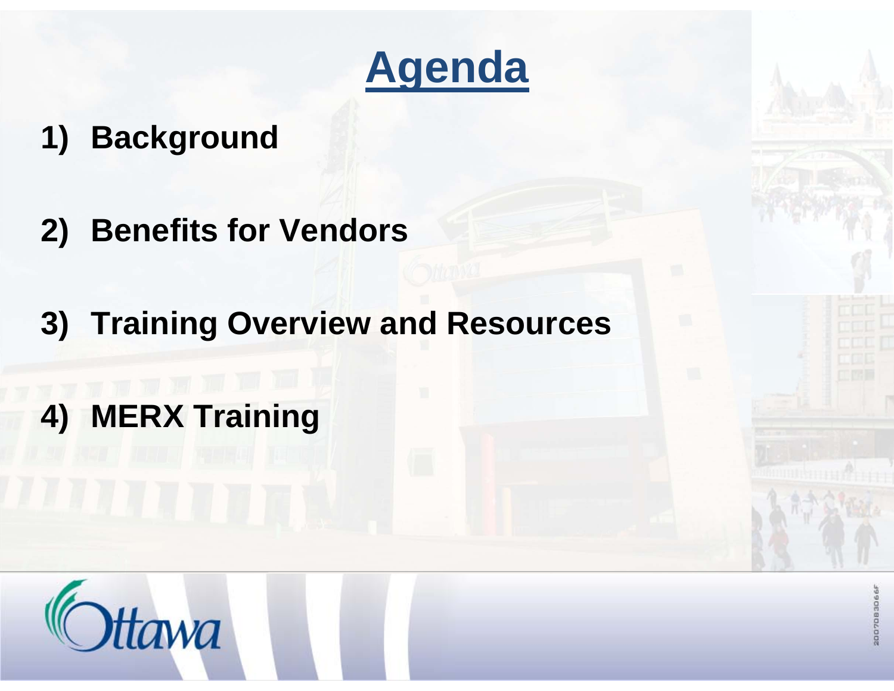# Agenda

1) **Background**

2) **Benefits for Vendors**

3) **Training Overview and Resources**

4) **MERX Training**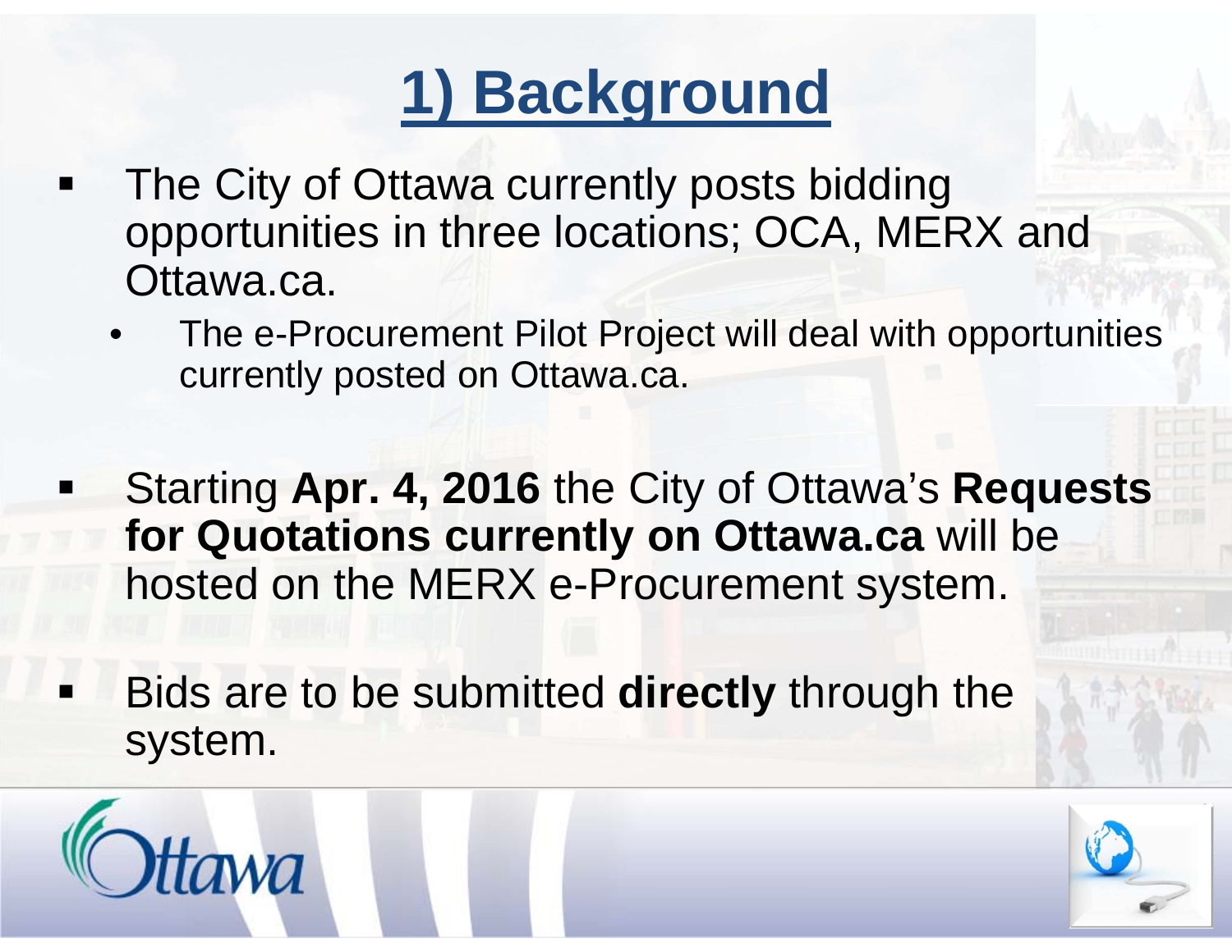# 1) Background

- The City of Ottawa currently posts bidding opportunities in three locations; OCA, MERX and Ottawa.ca.
  - The e-Procurement Pilot Project will deal with opportunities currently posted on Ottawa.ca.

- Starting **Apr. 4, 2016** the City of Ottawa's **Requests for Quotations currently on Ottawa.ca** will be hosted on the MERX e-Procurement system.

- Bids are to be submitted **directly** through the system.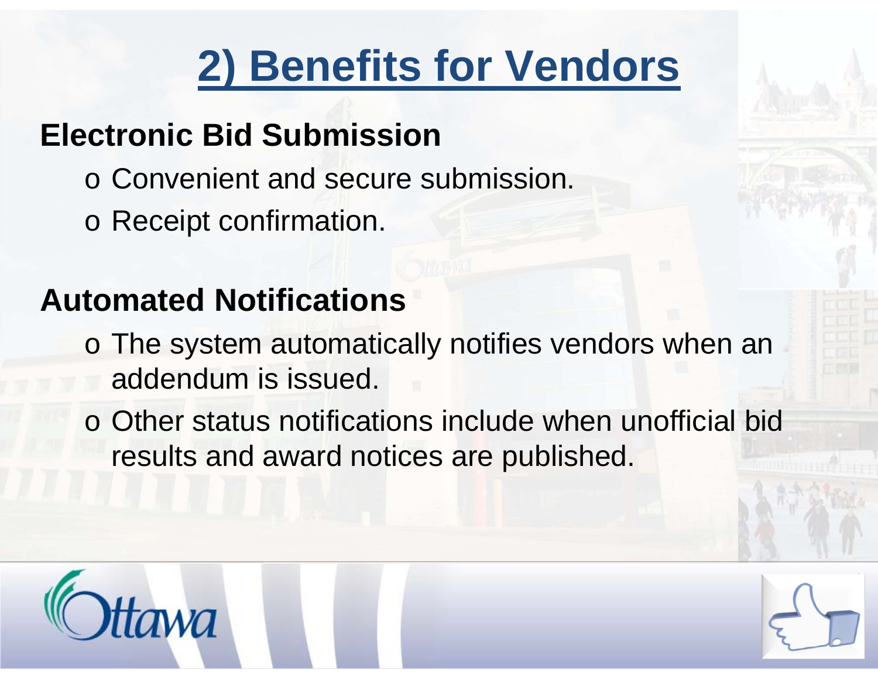# 2) Benefits for Vendors

## Electronic Bid Submission

- Convenient and secure submission.
- Receipt confirmation.

## Automated Notifications

- The system automatically notifies vendors when an addendum is issued.
- Other status notifications include when unofficial bid results and award notices are published.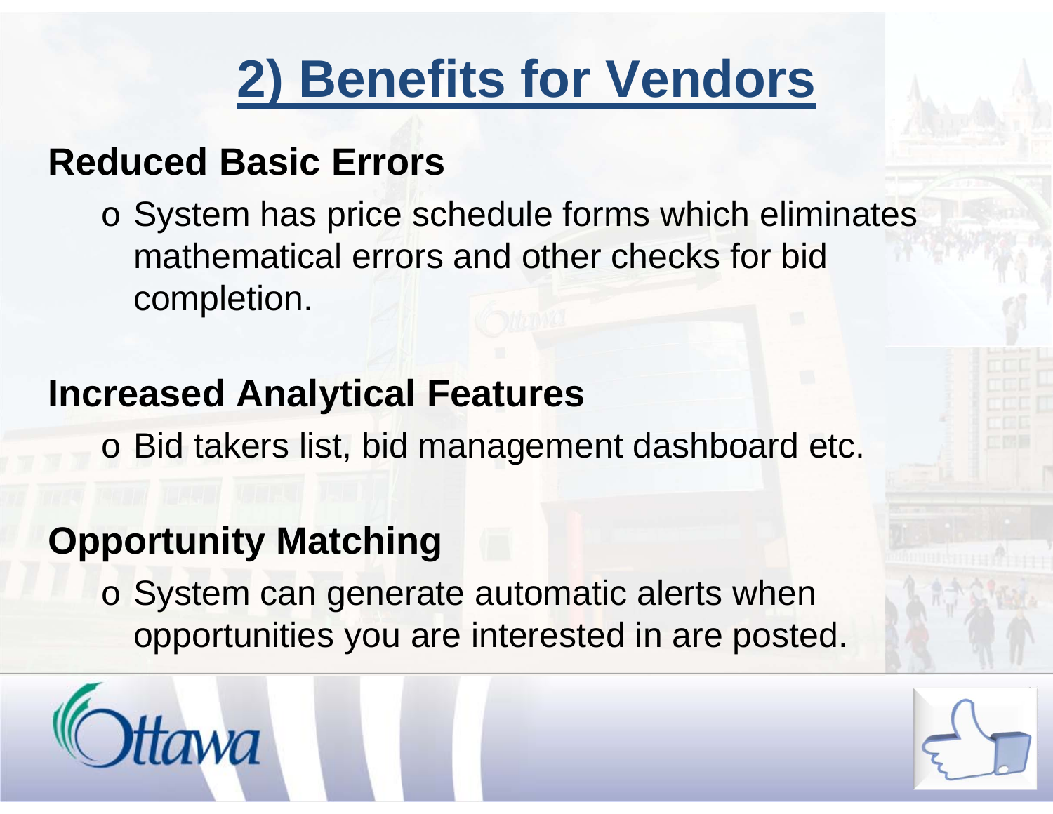# 2) Benefits for Vendors

## Reduced Basic Errors

- System has price schedule forms which eliminates mathematical errors and other checks for bid completion.

## Increased Analytical Features

- Bid takers list, bid management dashboard etc.

## Opportunity Matching

- System can generate automatic alerts when opportunities you are interested in are posted.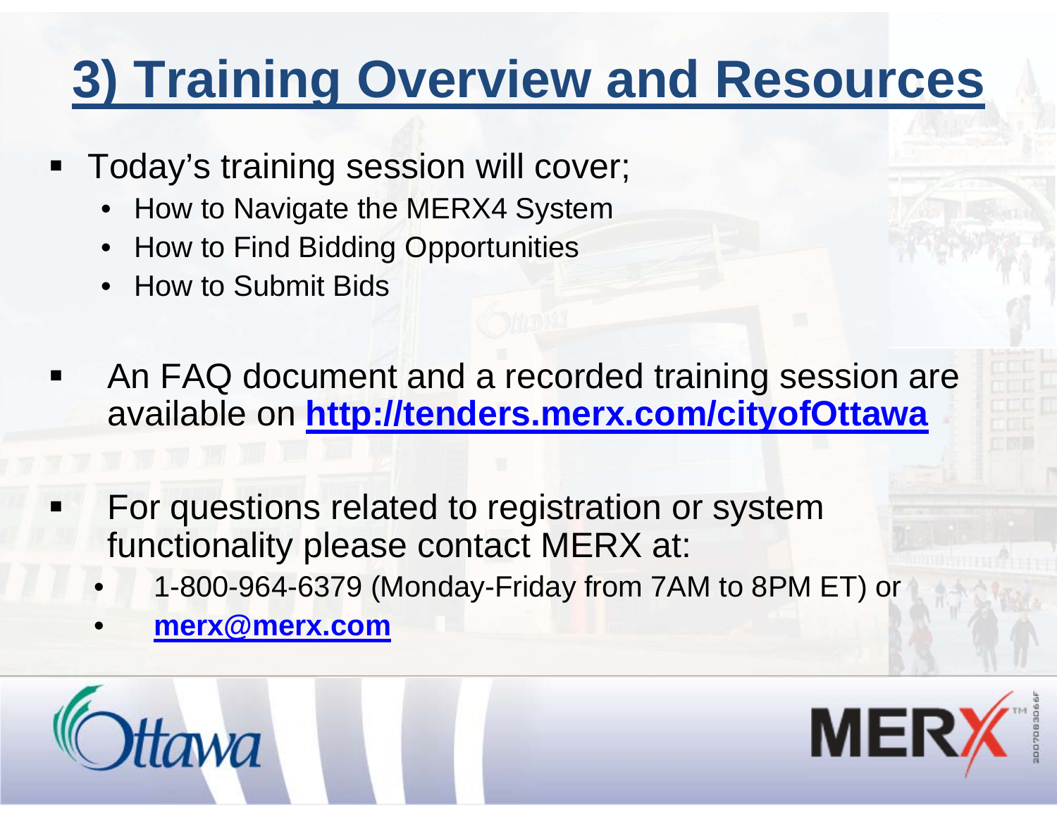# 3) Training Overview and Resources

- Today's training session will cover;
  - How to Navigate the MERX4 System
  - How to Find Bidding Opportunities
  - How to Submit Bids
- An FAQ document and a recorded training session are available on **http://tenders.merx.com/cityofOttawa**
- For questions related to registration or system functionality please contact MERX at:
  - 1-800-964-6379 (Monday-Friday from 7AM to 8PM ET) or
  - **merx@merx.com**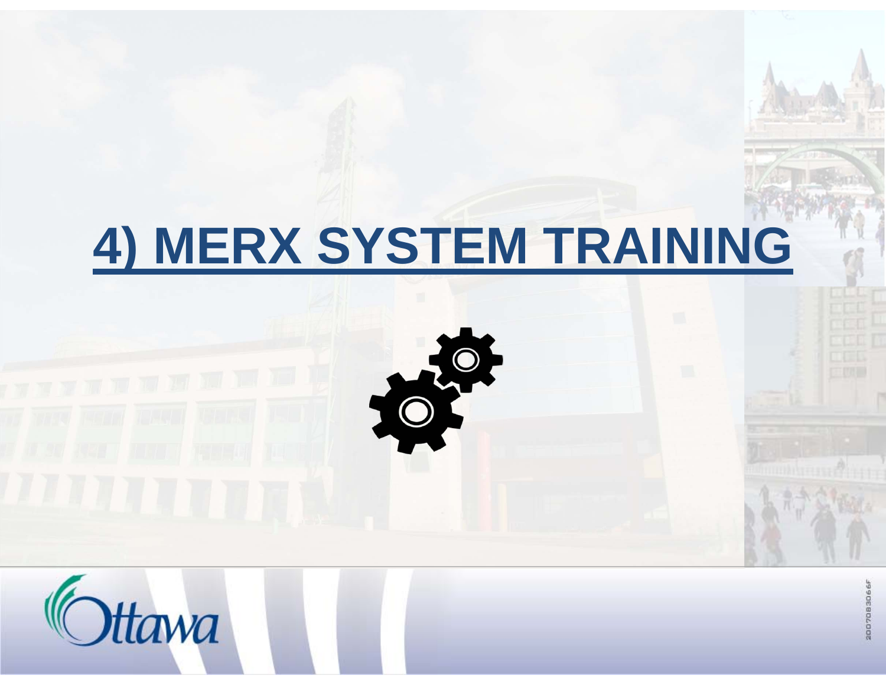# 4) MERX SYSTEM TRAINING